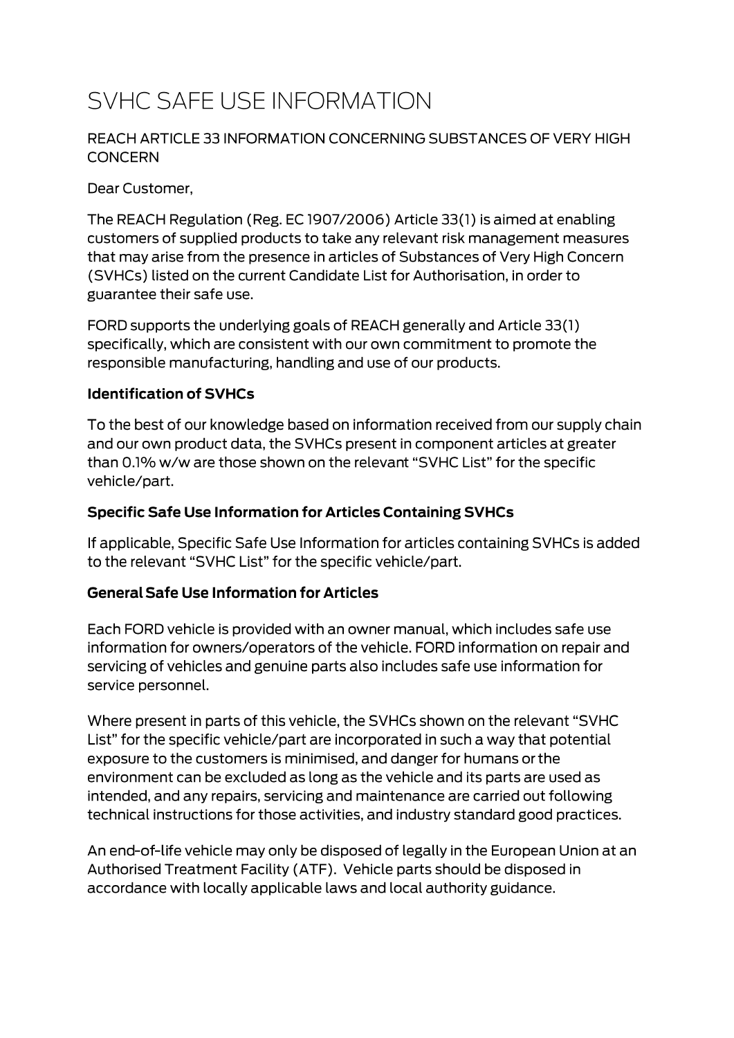# SVHC SAFE USE INFORMATION

REACH ARTICLE 33 INFORMATION CONCERNING SUBSTANCES OF VERY HIGH CONCERN

Dear Customer,

The REACH Regulation (Reg. EC 1907/2006) Article 33(1) is aimed at enabling customers of supplied products to take any relevant risk management measures that may arise from the presence in articles of Substances of Very High Concern (SVHCs) listed on the current Candidate List for Authorisation, in order to guarantee their safe use.

FORD supports the underlying goals of REACH generally and Article 33(1) specifically, which are consistent with our own commitment to promote the responsible manufacturing, handling and use of our products.

**Identification of SVHCs**

To the best of our knowledge based on information received from our supply chain and our own product data, the SVHCs present in component articles at greater than 0.1% w/w are those shown on the relevant "SVHC List" for the specific vehicle/part.

**Specific Safe Use Information for Articles Containing SVHCs**

If applicable, Specific Safe Use Information for articles containing SVHCs is added to the relevant "SVHC List" for the specific vehicle/part.

**General Safe Use Information for Articles**

Each FORD vehicle is provided with an owner manual, which includes safe use information for owners/operators of the vehicle. FORD information on repair and servicing of vehicles and genuine parts also includes safe use information for service personnel.

Where present in parts of this vehicle, the SVHCs shown on the relevant "SVHC List" for the specific vehicle/part are incorporated in such a way that potential exposure to the customers is minimised, and danger for humans or the environment can be excluded as long as the vehicle and its parts are used as intended, and any repairs, servicing and maintenance are carried out following technical instructions for those activities, and industry standard good practices.

An end-of-life vehicle may only be disposed of legally in the European Union at an Authorised Treatment Facility (ATF). Vehicle parts should be disposed in accordance with locally applicable laws and local authority guidance.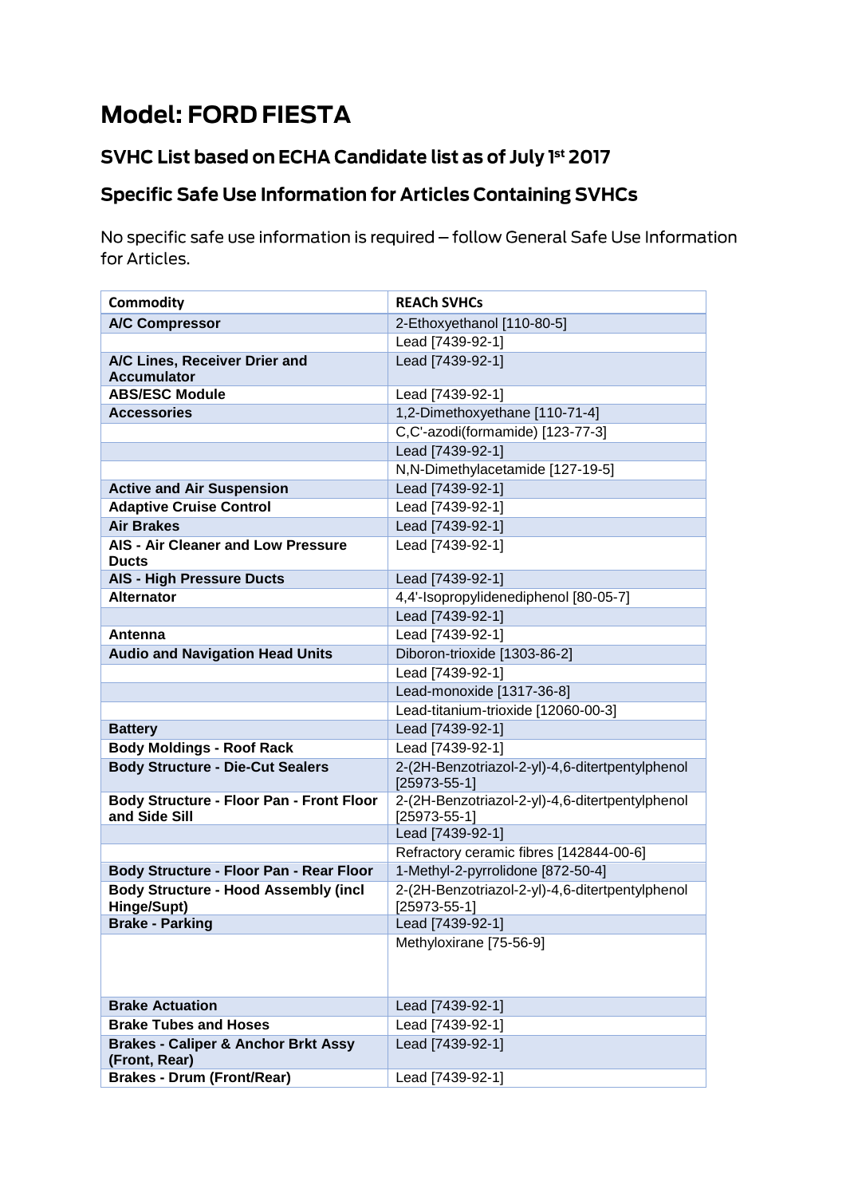# Model: FORD FIESTA

## SVHC List based on ECHA Candidate list as of July 1st 2017

## Specific Safe Use Information for Articles Containing SVHCs

No specific safe use information is required – follow General Safe Use Information for Articles.

| Commodity | REACh SVHCs |
|---|---|
| **A/C Compressor** | 2-Ethoxyethanol [110-80-5] |
| | Lead [7439-92-1] |
| **A/C Lines, Receiver Drier and Accumulator** | Lead [7439-92-1] |
| **ABS/ESC Module** | Lead [7439-92-1] |
| **Accessories** | 1,2-Dimethoxyethane [110-71-4] |
| | C,C'-azodi(formamide) [123-77-3] |
| | Lead [7439-92-1] |
| | N,N-Dimethylacetamide [127-19-5] |
| **Active and Air Suspension** | Lead [7439-92-1] |
| **Adaptive Cruise Control** | Lead [7439-92-1] |
| **Air Brakes** | Lead [7439-92-1] |
| **AIS - Air Cleaner and Low Pressure Ducts** | Lead [7439-92-1] |
| **AIS - High Pressure Ducts** | Lead [7439-92-1] |
| **Alternator** | 4,4'-Isopropylidenediphenol [80-05-7] |
| | Lead [7439-92-1] |
| **Antenna** | Lead [7439-92-1] |
| **Audio and Navigation Head Units** | Diboron-trioxide [1303-86-2] |
| | Lead [7439-92-1] |
| | Lead-monoxide [1317-36-8] |
| | Lead-titanium-trioxide [12060-00-3] |
| **Battery** | Lead [7439-92-1] |
| **Body Moldings - Roof Rack** | Lead [7439-92-1] |
| **Body Structure - Die-Cut Sealers** | 2-(2H-Benzotriazol-2-yl)-4,6-ditertpentylphenol [25973-55-1] |
| **Body Structure - Floor Pan - Front Floor and Side Sill** | 2-(2H-Benzotriazol-2-yl)-4,6-ditertpentylphenol [25973-55-1] |
| | Lead [7439-92-1] |
| | Refractory ceramic fibres [142844-00-6] |
| **Body Structure - Floor Pan - Rear Floor** | 1-Methyl-2-pyrrolidone [872-50-4] |
| **Body Structure - Hood Assembly (incl Hinge/Supt)** | 2-(2H-Benzotriazol-2-yl)-4,6-ditertpentylphenol [25973-55-1] |
| **Brake - Parking** | Lead [7439-92-1] |
| | Methyloxirane [75-56-9] |
| **Brake Actuation** | Lead [7439-92-1] |
| **Brake Tubes and Hoses** | Lead [7439-92-1] |
| **Brakes - Caliper & Anchor Brkt Assy (Front, Rear)** | Lead [7439-92-1] |
| **Brakes - Drum (Front/Rear)** | Lead [7439-92-1] |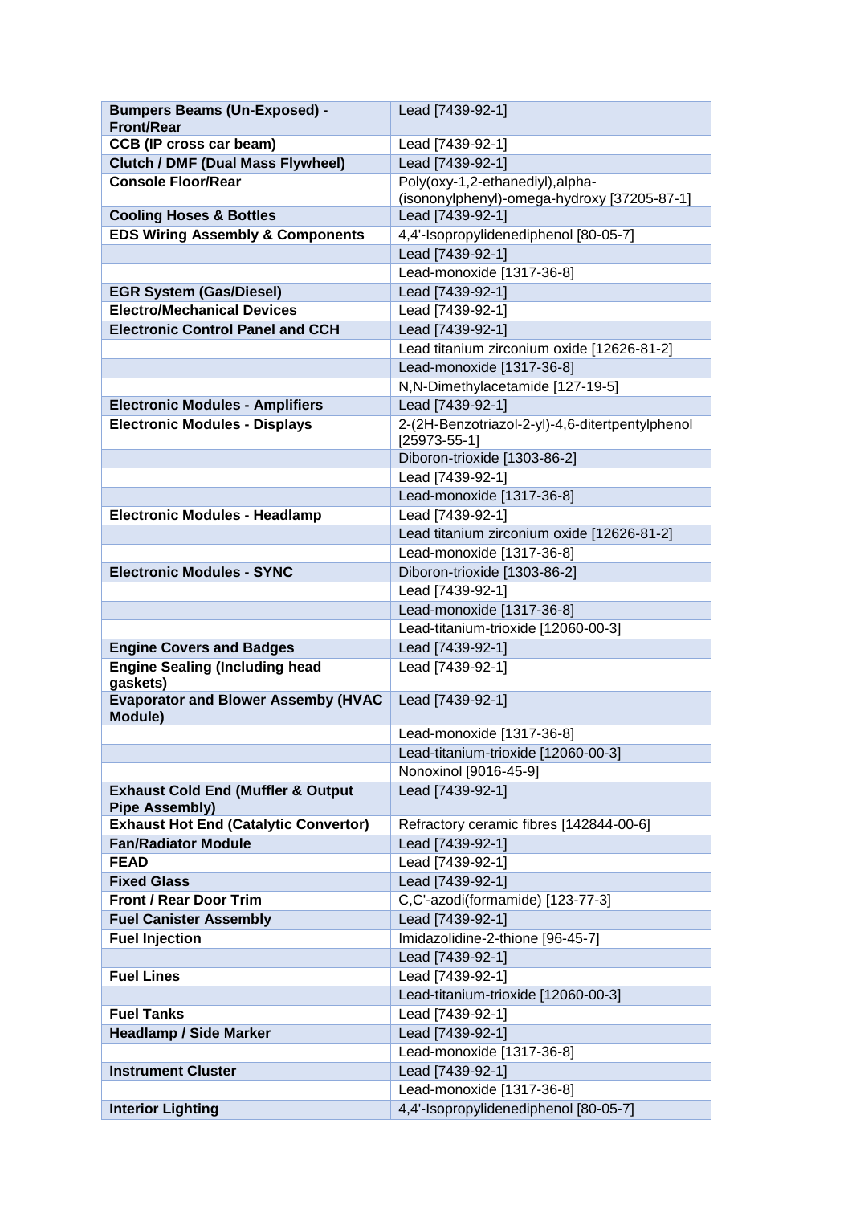| | |
|---|---|
| **Bumpers Beams (Un-Exposed) - Front/Rear** | Lead [7439-92-1] |
| **CCB (IP cross car beam)** | Lead [7439-92-1] |
| **Clutch / DMF (Dual Mass Flywheel)** | Lead [7439-92-1] |
| **Console Floor/Rear** | Poly(oxy-1,2-ethanediyl),alpha-(isononylphenyl)-omega-hydroxy [37205-87-1] |
| **Cooling Hoses & Bottles** | Lead [7439-92-1] |
| **EDS Wiring Assembly & Components** | 4,4'-Isopropylidenediphenol [80-05-7] |
| | Lead [7439-92-1] |
| | Lead-monoxide [1317-36-8] |
| **EGR System (Gas/Diesel)** | Lead [7439-92-1] |
| **Electro/Mechanical Devices** | Lead [7439-92-1] |
| **Electronic Control Panel and CCH** | Lead [7439-92-1] |
| | Lead titanium zirconium oxide [12626-81-2] |
| | Lead-monoxide [1317-36-8] |
| | N,N-Dimethylacetamide [127-19-5] |
| **Electronic Modules - Amplifiers** | Lead [7439-92-1] |
| **Electronic Modules - Displays** | 2-(2H-Benzotriazol-2-yl)-4,6-ditertpentylphenol [25973-55-1] |
| | Diboron-trioxide [1303-86-2] |
| | Lead [7439-92-1] |
| | Lead-monoxide [1317-36-8] |
| **Electronic Modules - Headlamp** | Lead [7439-92-1] |
| | Lead titanium zirconium oxide [12626-81-2] |
| | Lead-monoxide [1317-36-8] |
| **Electronic Modules - SYNC** | Diboron-trioxide [1303-86-2] |
| | Lead [7439-92-1] |
| | Lead-monoxide [1317-36-8] |
| | Lead-titanium-trioxide [12060-00-3] |
| **Engine Covers and Badges** | Lead [7439-92-1] |
| **Engine Sealing (Including head gaskets)** | Lead [7439-92-1] |
| **Evaporator and Blower Assemby (HVAC Module)** | Lead [7439-92-1] |
| | Lead-monoxide [1317-36-8] |
| | Lead-titanium-trioxide [12060-00-3] |
| | Nonoxinol [9016-45-9] |
| **Exhaust Cold End (Muffler & Output Pipe Assembly)** | Lead [7439-92-1] |
| **Exhaust Hot End (Catalytic Convertor)** | Refractory ceramic fibres [142844-00-6] |
| **Fan/Radiator Module** | Lead [7439-92-1] |
| **FEAD** | Lead [7439-92-1] |
| **Fixed Glass** | Lead [7439-92-1] |
| **Front / Rear Door Trim** | C,C'-azodi(formamide) [123-77-3] |
| **Fuel Canister Assembly** | Lead [7439-92-1] |
| **Fuel Injection** | Imidazolidine-2-thione [96-45-7] |
| | Lead [7439-92-1] |
| **Fuel Lines** | Lead [7439-92-1] |
| | Lead-titanium-trioxide [12060-00-3] |
| **Fuel Tanks** | Lead [7439-92-1] |
| **Headlamp / Side Marker** | Lead [7439-92-1] |
| | Lead-monoxide [1317-36-8] |
| **Instrument Cluster** | Lead [7439-92-1] |
| | Lead-monoxide [1317-36-8] |
| **Interior Lighting** | 4,4'-Isopropylidenediphenol [80-05-7] |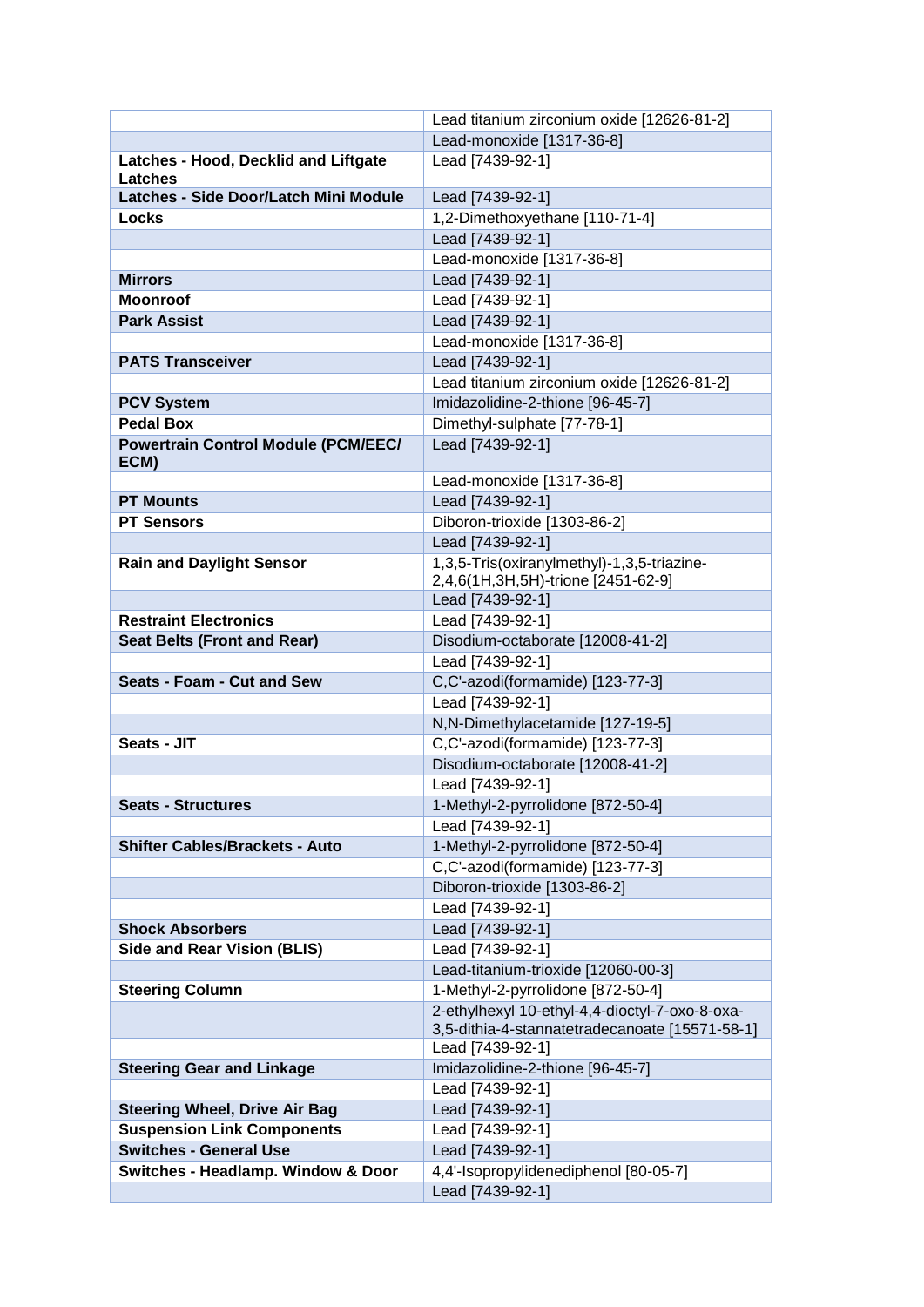| | |
|---|---|
| | Lead titanium zirconium oxide [12626-81-2] |
| | Lead-monoxide [1317-36-8] |
| **Latches - Hood, Decklid and Liftgate Latches** | Lead [7439-92-1] |
| **Latches - Side Door/Latch Mini Module** | Lead [7439-92-1] |
| **Locks** | 1,2-Dimethoxyethane [110-71-4] |
| | Lead [7439-92-1] |
| | Lead-monoxide [1317-36-8] |
| **Mirrors** | Lead [7439-92-1] |
| **Moonroof** | Lead [7439-92-1] |
| **Park Assist** | Lead [7439-92-1] |
| | Lead-monoxide [1317-36-8] |
| **PATS Transceiver** | Lead [7439-92-1] |
| | Lead titanium zirconium oxide [12626-81-2] |
| **PCV System** | Imidazolidine-2-thione [96-45-7] |
| **Pedal Box** | Dimethyl-sulphate [77-78-1] |
| **Powertrain Control Module (PCM/EEC/ ECM)** | Lead [7439-92-1] |
| | Lead-monoxide [1317-36-8] |
| **PT Mounts** | Lead [7439-92-1] |
| **PT Sensors** | Diboron-trioxide [1303-86-2] |
| | Lead [7439-92-1] |
| **Rain and Daylight Sensor** | 1,3,5-Tris(oxiranylmethyl)-1,3,5-triazine-2,4,6(1H,3H,5H)-trione [2451-62-9] |
| | Lead [7439-92-1] |
| **Restraint Electronics** | Lead [7439-92-1] |
| **Seat Belts (Front and Rear)** | Disodium-octaborate [12008-41-2] |
| | Lead [7439-92-1] |
| **Seats - Foam - Cut and Sew** | C,C'-azodi(formamide) [123-77-3] |
| | Lead [7439-92-1] |
| | N,N-Dimethylacetamide [127-19-5] |
| **Seats - JIT** | C,C'-azodi(formamide) [123-77-3] |
| | Disodium-octaborate [12008-41-2] |
| | Lead [7439-92-1] |
| **Seats - Structures** | 1-Methyl-2-pyrrolidone [872-50-4] |
| | Lead [7439-92-1] |
| **Shifter Cables/Brackets - Auto** | 1-Methyl-2-pyrrolidone [872-50-4] |
| | C,C'-azodi(formamide) [123-77-3] |
| | Diboron-trioxide [1303-86-2] |
| | Lead [7439-92-1] |
| **Shock Absorbers** | Lead [7439-92-1] |
| **Side and Rear Vision (BLIS)** | Lead [7439-92-1] |
| | Lead-titanium-trioxide [12060-00-3] |
| **Steering Column** | 1-Methyl-2-pyrrolidone [872-50-4] |
| | 2-ethylhexyl 10-ethyl-4,4-dioctyl-7-oxo-8-oxa-3,5-dithia-4-stannatetradecanoate [15571-58-1] |
| | Lead [7439-92-1] |
| **Steering Gear and Linkage** | Imidazolidine-2-thione [96-45-7] |
| | Lead [7439-92-1] |
| **Steering Wheel, Drive Air Bag** | Lead [7439-92-1] |
| **Suspension Link Components** | Lead [7439-92-1] |
| **Switches - General Use** | Lead [7439-92-1] |
| **Switches - Headlamp. Window & Door** | 4,4'-Isopropylidenediphenol [80-05-7] |
| | Lead [7439-92-1] |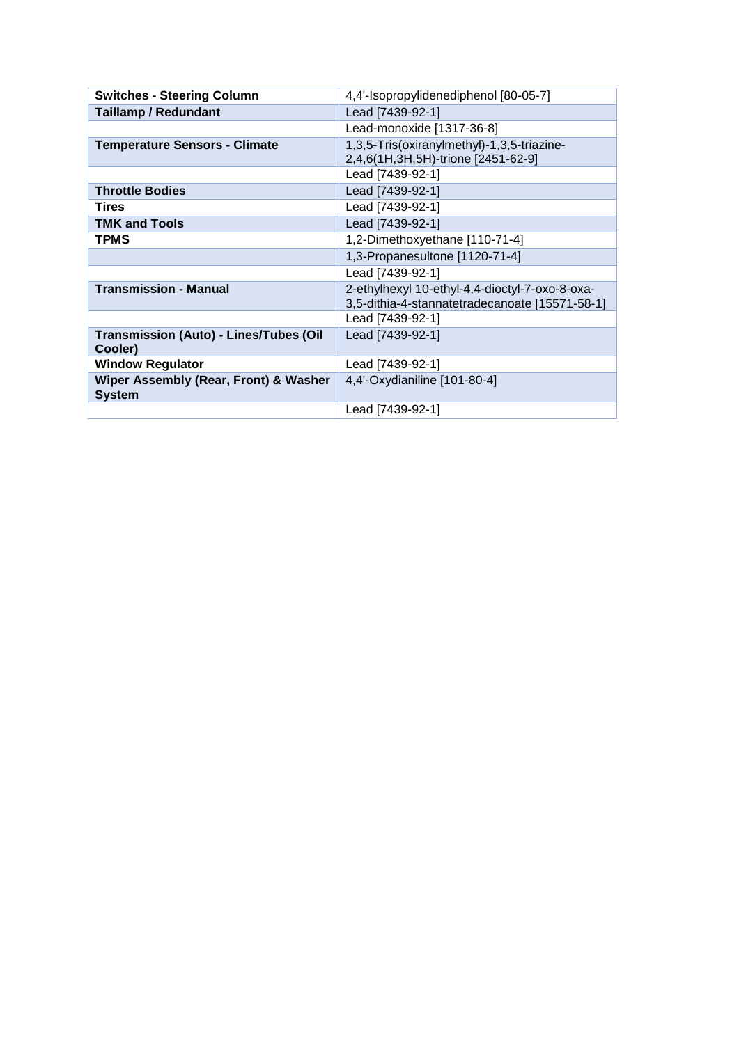| | |
|---|---|
| **Switches - Steering Column** | 4,4'-Isopropylidenediphenol [80-05-7] |
| **Taillamp / Redundant** | Lead [7439-92-1] |
| | Lead-monoxide [1317-36-8] |
| **Temperature Sensors - Climate** | 1,3,5-Tris(oxiranylmethyl)-1,3,5-triazine-2,4,6(1H,3H,5H)-trione [2451-62-9] |
| | Lead [7439-92-1] |
| **Throttle Bodies** | Lead [7439-92-1] |
| **Tires** | Lead [7439-92-1] |
| **TMK and Tools** | Lead [7439-92-1] |
| **TPMS** | 1,2-Dimethoxyethane [110-71-4] |
| | 1,3-Propanesultone [1120-71-4] |
| | Lead [7439-92-1] |
| **Transmission - Manual** | 2-ethylhexyl 10-ethyl-4,4-dioctyl-7-oxo-8-oxa-3,5-dithia-4-stannatetradecanoate [15571-58-1] |
| | Lead [7439-92-1] |
| **Transmission (Auto) - Lines/Tubes (Oil Cooler)** | Lead [7439-92-1] |
| **Window Regulator** | Lead [7439-92-1] |
| **Wiper Assembly (Rear, Front) & Washer System** | 4,4'-Oxydianiline [101-80-4] |
| | Lead [7439-92-1] |